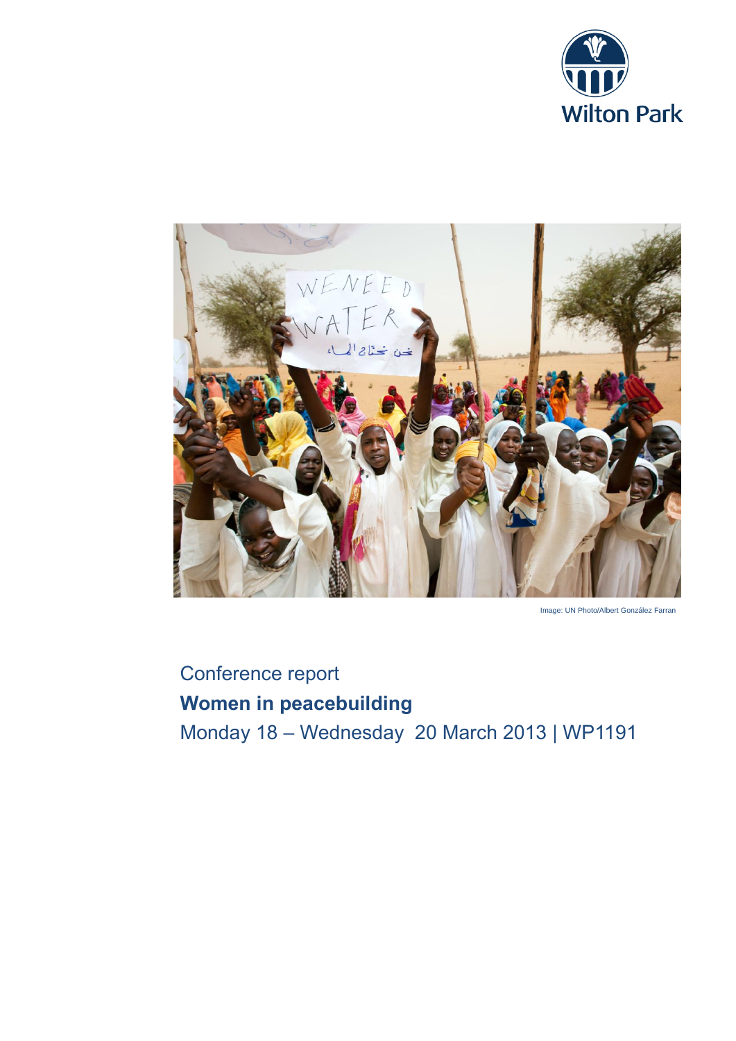Wilton Park

Image: UN Photo/Albert González Farran

Conference report

**Women in peacebuilding**

Monday 18 – Wednesday 20 March 2013 | WP1191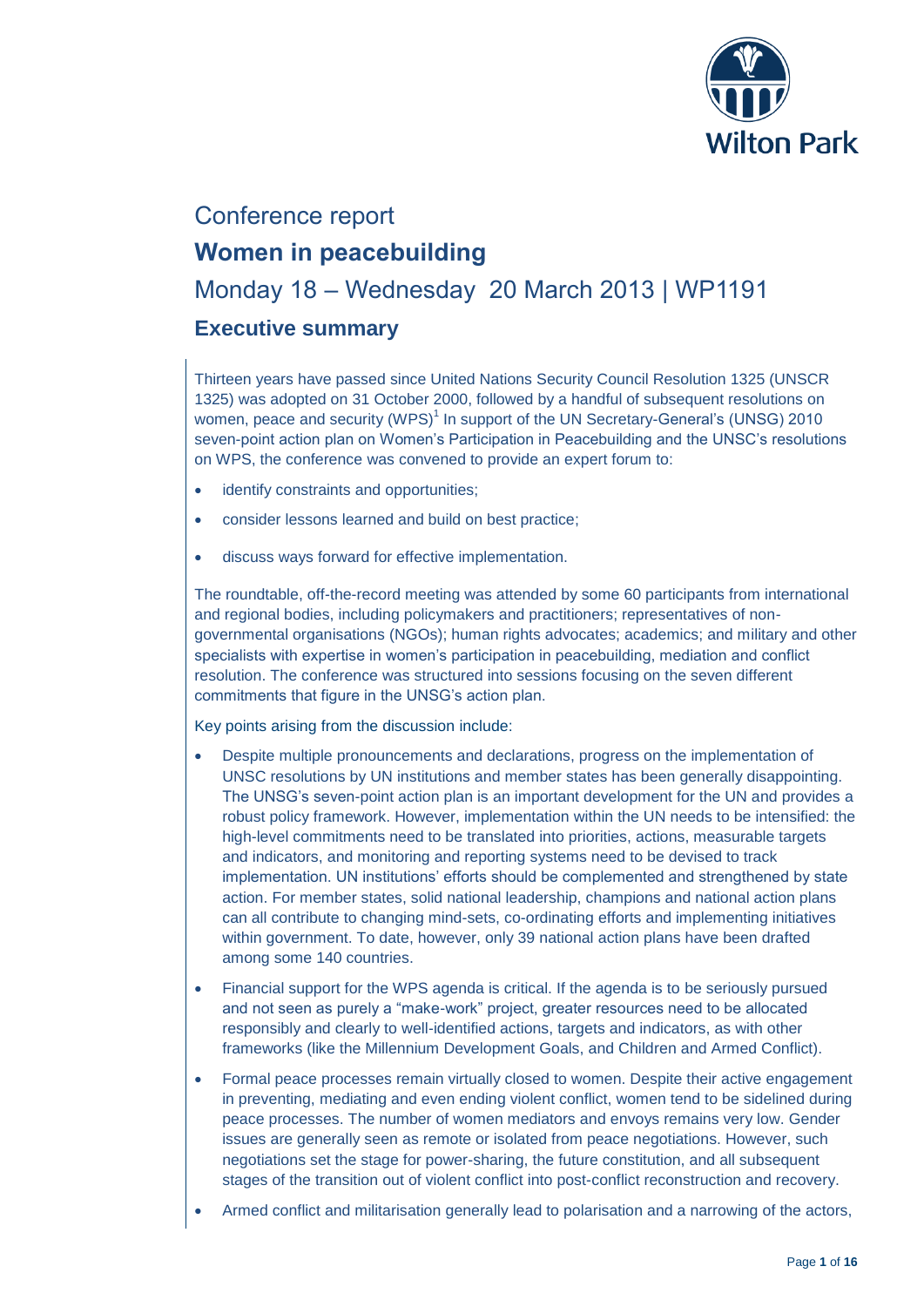Conference report

# Women in peacebuilding

## Monday 18 – Wednesday 20 March 2013 | WP1191

## Executive summary

Thirteen years have passed since United Nations Security Council Resolution 1325 (UNSCR 1325) was adopted on 31 October 2000, followed by a handful of subsequent resolutions on women, peace and security (WPS)[1] In support of the UN Secretary-General's (UNSG) 2010 seven-point action plan on Women's Participation in Peacebuilding and the UNSC's resolutions on WPS, the conference was convened to provide an expert forum to:

- identify constraints and opportunities;
- consider lessons learned and build on best practice;
- discuss ways forward for effective implementation.

The roundtable, off-the-record meeting was attended by some 60 participants from international and regional bodies, including policymakers and practitioners; representatives of non-governmental organisations (NGOs); human rights advocates; academics; and military and other specialists with expertise in women's participation in peacebuilding, mediation and conflict resolution. The conference was structured into sessions focusing on the seven different commitments that figure in the UNSG's action plan.

Key points arising from the discussion include:

- Despite multiple pronouncements and declarations, progress on the implementation of UNSC resolutions by UN institutions and member states has been generally disappointing. The UNSG's seven-point action plan is an important development for the UN and provides a robust policy framework. However, implementation within the UN needs to be intensified: the high-level commitments need to be translated into priorities, actions, measurable targets and indicators, and monitoring and reporting systems need to be devised to track implementation. UN institutions' efforts should be complemented and strengthened by state action. For member states, solid national leadership, champions and national action plans can all contribute to changing mind-sets, co-ordinating efforts and implementing initiatives within government. To date, however, only 39 national action plans have been drafted among some 140 countries.
- Financial support for the WPS agenda is critical. If the agenda is to be seriously pursued and not seen as purely a "make-work" project, greater resources need to be allocated responsibly and clearly to well-identified actions, targets and indicators, as with other frameworks (like the Millennium Development Goals, and Children and Armed Conflict).
- Formal peace processes remain virtually closed to women. Despite their active engagement in preventing, mediating and even ending violent conflict, women tend to be sidelined during peace processes. The number of women mediators and envoys remains very low. Gender issues are generally seen as remote or isolated from peace negotiations. However, such negotiations set the stage for power-sharing, the future constitution, and all subsequent stages of the transition out of violent conflict into post-conflict reconstruction and recovery.
- Armed conflict and militarisation generally lead to polarisation and a narrowing of the actors,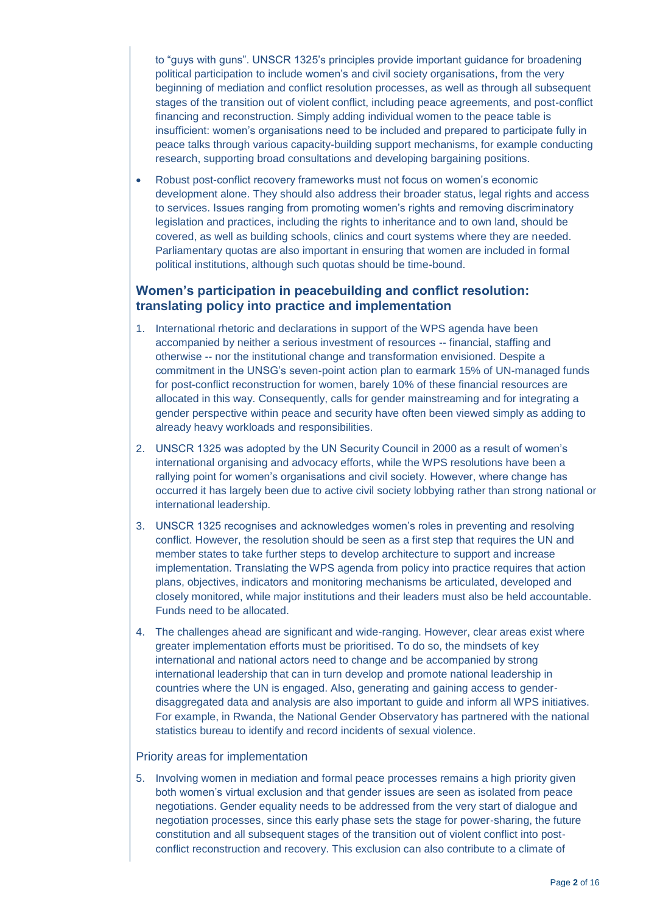to "guys with guns". UNSCR 1325's principles provide important guidance for broadening political participation to include women's and civil society organisations, from the very beginning of mediation and conflict resolution processes, as well as through all subsequent stages of the transition out of violent conflict, including peace agreements, and post-conflict financing and reconstruction. Simply adding individual women to the peace table is insufficient: women's organisations need to be included and prepared to participate fully in peace talks through various capacity-building support mechanisms, for example conducting research, supporting broad consultations and developing bargaining positions.

- Robust post-conflict recovery frameworks must not focus on women's economic development alone. They should also address their broader status, legal rights and access to services. Issues ranging from promoting women's rights and removing discriminatory legislation and practices, including the rights to inheritance and to own land, should be covered, as well as building schools, clinics and court systems where they are needed. Parliamentary quotas are also important in ensuring that women are included in formal political institutions, although such quotas should be time-bound.

## Women's participation in peacebuilding and conflict resolution: translating policy into practice and implementation

1. International rhetoric and declarations in support of the WPS agenda have been accompanied by neither a serious investment of resources -- financial, staffing and otherwise -- nor the institutional change and transformation envisioned. Despite a commitment in the UNSG's seven-point action plan to earmark 15% of UN-managed funds for post-conflict reconstruction for women, barely 10% of these financial resources are allocated in this way. Consequently, calls for gender mainstreaming and for integrating a gender perspective within peace and security have often been viewed simply as adding to already heavy workloads and responsibilities.
2. UNSCR 1325 was adopted by the UN Security Council in 2000 as a result of women's international organising and advocacy efforts, while the WPS resolutions have been a rallying point for women's organisations and civil society. However, where change has occurred it has largely been due to active civil society lobbying rather than strong national or international leadership.
3. UNSCR 1325 recognises and acknowledges women's roles in preventing and resolving conflict. However, the resolution should be seen as a first step that requires the UN and member states to take further steps to develop architecture to support and increase implementation. Translating the WPS agenda from policy into practice requires that action plans, objectives, indicators and monitoring mechanisms be articulated, developed and closely monitored, while major institutions and their leaders must also be held accountable. Funds need to be allocated.
4. The challenges ahead are significant and wide-ranging. However, clear areas exist where greater implementation efforts must be prioritised. To do so, the mindsets of key international and national actors need to change and be accompanied by strong international leadership that can in turn develop and promote national leadership in countries where the UN is engaged. Also, generating and gaining access to gender-disaggregated data and analysis are also important to guide and inform all WPS initiatives. For example, in Rwanda, the National Gender Observatory has partnered with the national statistics bureau to identify and record incidents of sexual violence.

### Priority areas for implementation

5. Involving women in mediation and formal peace processes remains a high priority given both women's virtual exclusion and that gender issues are seen as isolated from peace negotiations. Gender equality needs to be addressed from the very start of dialogue and negotiation processes, since this early phase sets the stage for power-sharing, the future constitution and all subsequent stages of the transition out of violent conflict into post-conflict reconstruction and recovery. This exclusion can also contribute to a climate of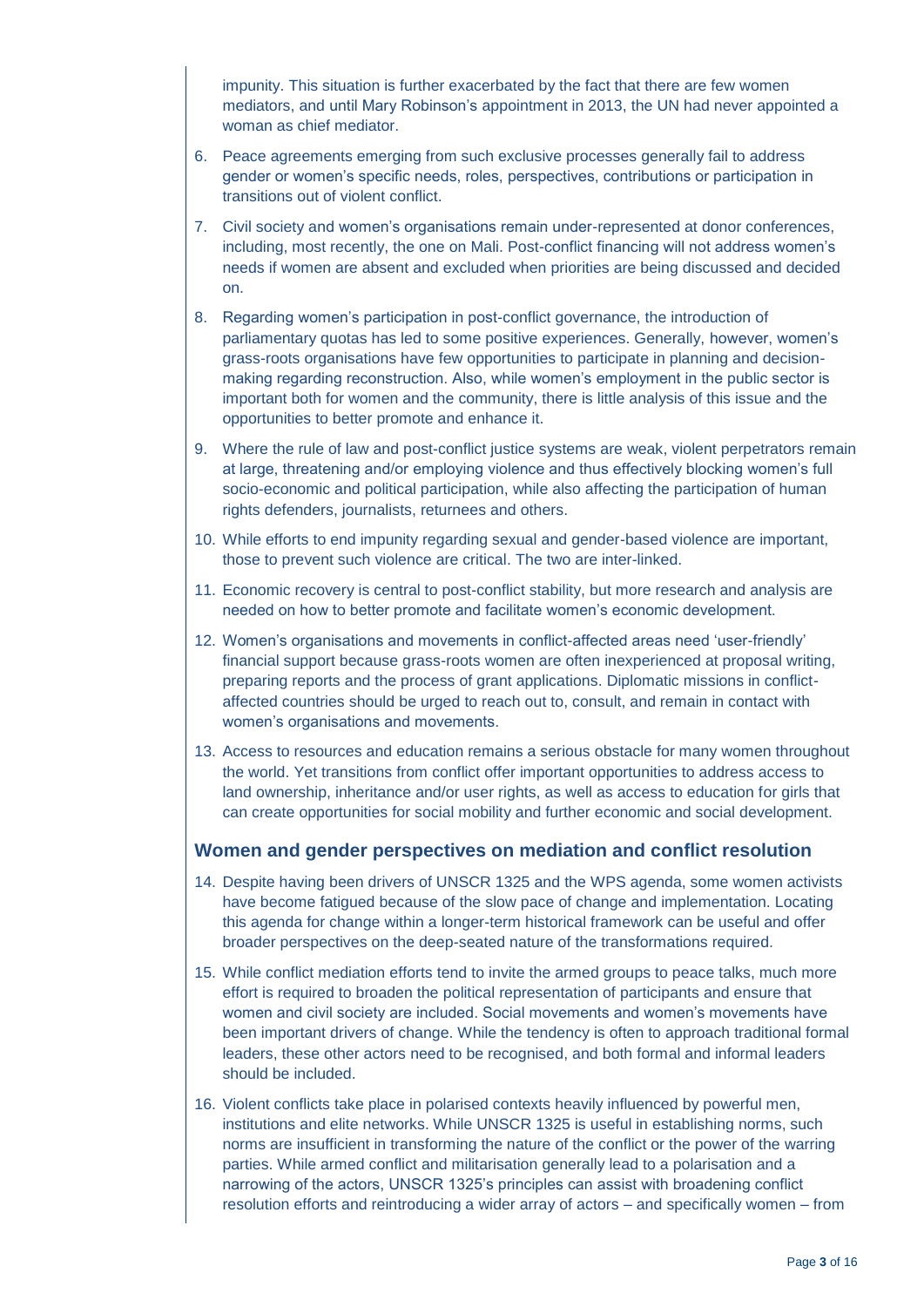impunity. This situation is further exacerbated by the fact that there are few women mediators, and until Mary Robinson's appointment in 2013, the UN had never appointed a woman as chief mediator.

6. Peace agreements emerging from such exclusive processes generally fail to address gender or women's specific needs, roles, perspectives, contributions or participation in transitions out of violent conflict.

7. Civil society and women's organisations remain under-represented at donor conferences, including, most recently, the one on Mali. Post-conflict financing will not address women's needs if women are absent and excluded when priorities are being discussed and decided on.

8. Regarding women's participation in post-conflict governance, the introduction of parliamentary quotas has led to some positive experiences. Generally, however, women's grass-roots organisations have few opportunities to participate in planning and decision-making regarding reconstruction. Also, while women's employment in the public sector is important both for women and the community, there is little analysis of this issue and the opportunities to better promote and enhance it.

9. Where the rule of law and post-conflict justice systems are weak, violent perpetrators remain at large, threatening and/or employing violence and thus effectively blocking women's full socio-economic and political participation, while also affecting the participation of human rights defenders, journalists, returnees and others.

10. While efforts to end impunity regarding sexual and gender-based violence are important, those to prevent such violence are critical. The two are inter-linked.

11. Economic recovery is central to post-conflict stability, but more research and analysis are needed on how to better promote and facilitate women's economic development.

12. Women's organisations and movements in conflict-affected areas need 'user-friendly' financial support because grass-roots women are often inexperienced at proposal writing, preparing reports and the process of grant applications. Diplomatic missions in conflict-affected countries should be urged to reach out to, consult, and remain in contact with women's organisations and movements.

13. Access to resources and education remains a serious obstacle for many women throughout the world. Yet transitions from conflict offer important opportunities to address access to land ownership, inheritance and/or user rights, as well as access to education for girls that can create opportunities for social mobility and further economic and social development.

## Women and gender perspectives on mediation and conflict resolution

14. Despite having been drivers of UNSCR 1325 and the WPS agenda, some women activists have become fatigued because of the slow pace of change and implementation. Locating this agenda for change within a longer-term historical framework can be useful and offer broader perspectives on the deep-seated nature of the transformations required.

15. While conflict mediation efforts tend to invite the armed groups to peace talks, much more effort is required to broaden the political representation of participants and ensure that women and civil society are included. Social movements and women's movements have been important drivers of change. While the tendency is often to approach traditional formal leaders, these other actors need to be recognised, and both formal and informal leaders should be included.

16. Violent conflicts take place in polarised contexts heavily influenced by powerful men, institutions and elite networks. While UNSCR 1325 is useful in establishing norms, such norms are insufficient in transforming the nature of the conflict or the power of the warring parties. While armed conflict and militarisation generally lead to a polarisation and a narrowing of the actors, UNSCR 1325's principles can assist with broadening conflict resolution efforts and reintroducing a wider array of actors – and specifically women – from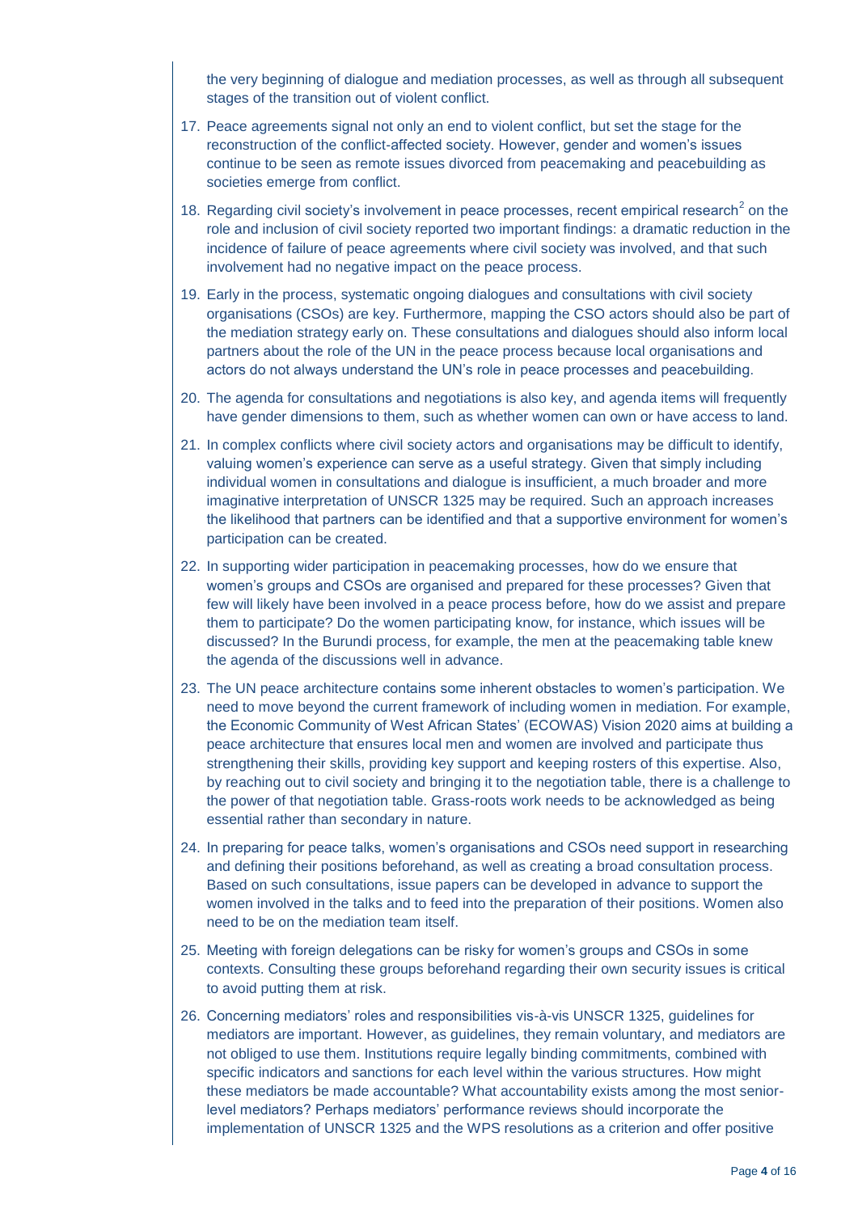the very beginning of dialogue and mediation processes, as well as through all subsequent stages of the transition out of violent conflict.

17. Peace agreements signal not only an end to violent conflict, but set the stage for the reconstruction of the conflict-affected society. However, gender and women's issues continue to be seen as remote issues divorced from peacemaking and peacebuilding as societies emerge from conflict.

18. Regarding civil society's involvement in peace processes, recent empirical research[2] on the role and inclusion of civil society reported two important findings: a dramatic reduction in the incidence of failure of peace agreements where civil society was involved, and that such involvement had no negative impact on the peace process.

19. Early in the process, systematic ongoing dialogues and consultations with civil society organisations (CSOs) are key. Furthermore, mapping the CSO actors should also be part of the mediation strategy early on. These consultations and dialogues should also inform local partners about the role of the UN in the peace process because local organisations and actors do not always understand the UN's role in peace processes and peacebuilding.

20. The agenda for consultations and negotiations is also key, and agenda items will frequently have gender dimensions to them, such as whether women can own or have access to land.

21. In complex conflicts where civil society actors and organisations may be difficult to identify, valuing women's experience can serve as a useful strategy. Given that simply including individual women in consultations and dialogue is insufficient, a much broader and more imaginative interpretation of UNSCR 1325 may be required. Such an approach increases the likelihood that partners can be identified and that a supportive environment for women's participation can be created.

22. In supporting wider participation in peacemaking processes, how do we ensure that women's groups and CSOs are organised and prepared for these processes? Given that few will likely have been involved in a peace process before, how do we assist and prepare them to participate? Do the women participating know, for instance, which issues will be discussed? In the Burundi process, for example, the men at the peacemaking table knew the agenda of the discussions well in advance.

23. The UN peace architecture contains some inherent obstacles to women's participation. We need to move beyond the current framework of including women in mediation. For example, the Economic Community of West African States' (ECOWAS) Vision 2020 aims at building a peace architecture that ensures local men and women are involved and participate thus strengthening their skills, providing key support and keeping rosters of this expertise. Also, by reaching out to civil society and bringing it to the negotiation table, there is a challenge to the power of that negotiation table. Grass-roots work needs to be acknowledged as being essential rather than secondary in nature.

24. In preparing for peace talks, women's organisations and CSOs need support in researching and defining their positions beforehand, as well as creating a broad consultation process. Based on such consultations, issue papers can be developed in advance to support the women involved in the talks and to feed into the preparation of their positions. Women also need to be on the mediation team itself.

25. Meeting with foreign delegations can be risky for women's groups and CSOs in some contexts. Consulting these groups beforehand regarding their own security issues is critical to avoid putting them at risk.

26. Concerning mediators' roles and responsibilities vis-à-vis UNSCR 1325, guidelines for mediators are important. However, as guidelines, they remain voluntary, and mediators are not obliged to use them. Institutions require legally binding commitments, combined with specific indicators and sanctions for each level within the various structures. How might these mediators be made accountable? What accountability exists among the most senior-level mediators? Perhaps mediators' performance reviews should incorporate the implementation of UNSCR 1325 and the WPS resolutions as a criterion and offer positive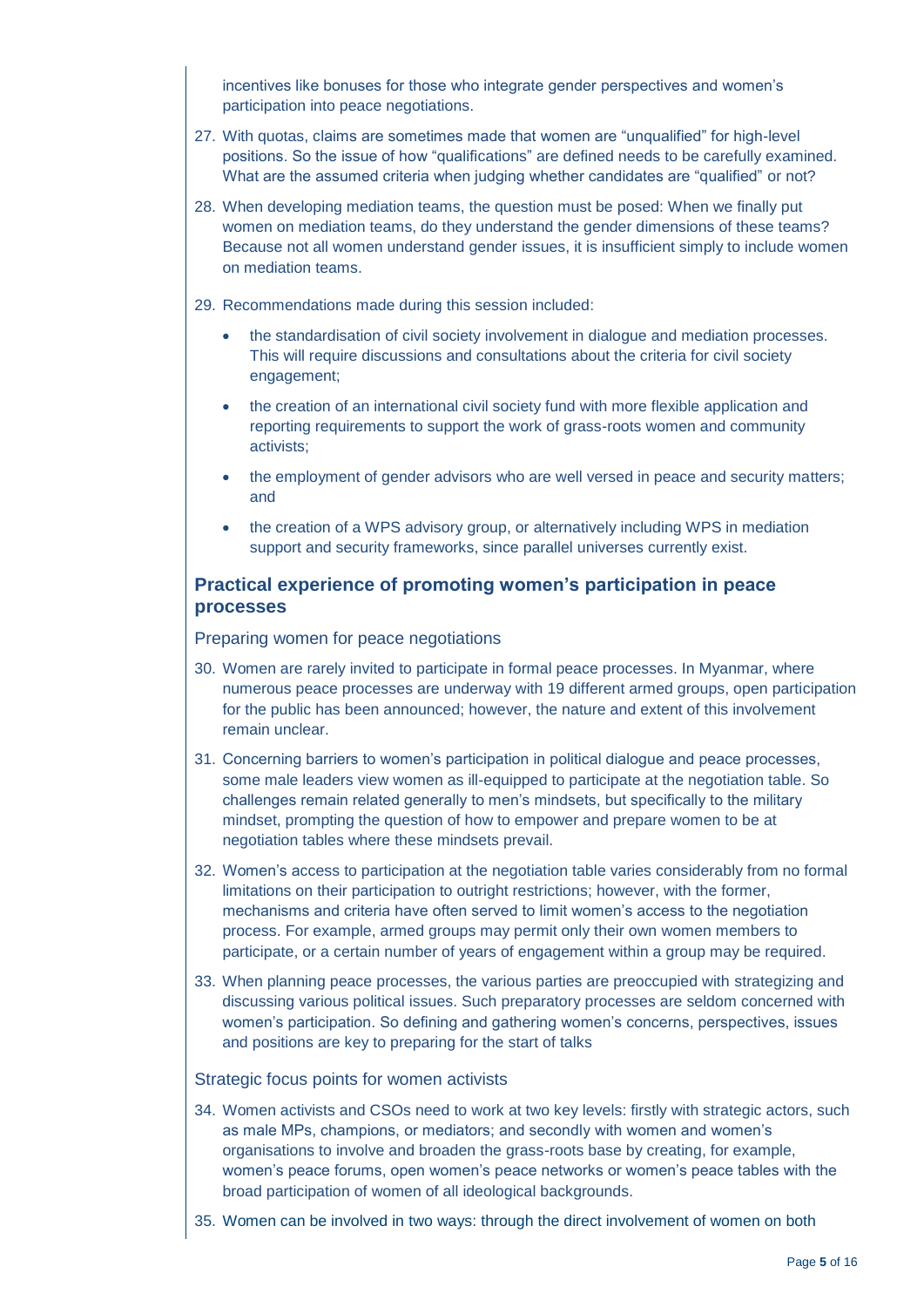incentives like bonuses for those who integrate gender perspectives and women's participation into peace negotiations.

27. With quotas, claims are sometimes made that women are "unqualified" for high-level positions. So the issue of how "qualifications" are defined needs to be carefully examined. What are the assumed criteria when judging whether candidates are "qualified" or not?

28. When developing mediation teams, the question must be posed: When we finally put women on mediation teams, do they understand the gender dimensions of these teams? Because not all women understand gender issues, it is insufficient simply to include women on mediation teams.

29. Recommendations made during this session included:

    - the standardisation of civil society involvement in dialogue and mediation processes. This will require discussions and consultations about the criteria for civil society engagement;
    - the creation of an international civil society fund with more flexible application and reporting requirements to support the work of grass-roots women and community activists;
    - the employment of gender advisors who are well versed in peace and security matters; and
    - the creation of a WPS advisory group, or alternatively including WPS in mediation support and security frameworks, since parallel universes currently exist.

## Practical experience of promoting women's participation in peace processes

### Preparing women for peace negotiations

30. Women are rarely invited to participate in formal peace processes. In Myanmar, where numerous peace processes are underway with 19 different armed groups, open participation for the public has been announced; however, the nature and extent of this involvement remain unclear.

31. Concerning barriers to women's participation in political dialogue and peace processes, some male leaders view women as ill-equipped to participate at the negotiation table. So challenges remain related generally to men's mindsets, but specifically to the military mindset, prompting the question of how to empower and prepare women to be at negotiation tables where these mindsets prevail.

32. Women's access to participation at the negotiation table varies considerably from no formal limitations on their participation to outright restrictions; however, with the former, mechanisms and criteria have often served to limit women's access to the negotiation process. For example, armed groups may permit only their own women members to participate, or a certain number of years of engagement within a group may be required.

33. When planning peace processes, the various parties are preoccupied with strategizing and discussing various political issues. Such preparatory processes are seldom concerned with women's participation. So defining and gathering women's concerns, perspectives, issues and positions are key to preparing for the start of talks

### Strategic focus points for women activists

34. Women activists and CSOs need to work at two key levels: firstly with strategic actors, such as male MPs, champions, or mediators; and secondly with women and women's organisations to involve and broaden the grass-roots base by creating, for example, women's peace forums, open women's peace networks or women's peace tables with the broad participation of women of all ideological backgrounds.

35. Women can be involved in two ways: through the direct involvement of women on both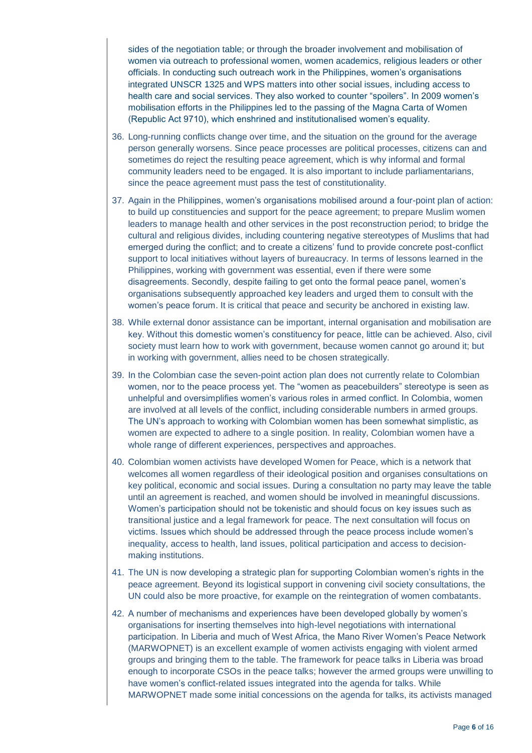sides of the negotiation table; or through the broader involvement and mobilisation of women via outreach to professional women, women academics, religious leaders or other officials. In conducting such outreach work in the Philippines, women's organisations integrated UNSCR 1325 and WPS matters into other social issues, including access to health care and social services. They also worked to counter "spoilers". In 2009 women's mobilisation efforts in the Philippines led to the passing of the Magna Carta of Women (Republic Act 9710), which enshrined and institutionalised women's equality.

36. Long-running conflicts change over time, and the situation on the ground for the average person generally worsens. Since peace processes are political processes, citizens can and sometimes do reject the resulting peace agreement, which is why informal and formal community leaders need to be engaged. It is also important to include parliamentarians, since the peace agreement must pass the test of constitutionality.

37. Again in the Philippines, women's organisations mobilised around a four-point plan of action: to build up constituencies and support for the peace agreement; to prepare Muslim women leaders to manage health and other services in the post reconstruction period; to bridge the cultural and religious divides, including countering negative stereotypes of Muslims that had emerged during the conflict; and to create a citizens' fund to provide concrete post-conflict support to local initiatives without layers of bureaucracy. In terms of lessons learned in the Philippines, working with government was essential, even if there were some disagreements. Secondly, despite failing to get onto the formal peace panel, women's organisations subsequently approached key leaders and urged them to consult with the women's peace forum. It is critical that peace and security be anchored in existing law.

38. While external donor assistance can be important, internal organisation and mobilisation are key. Without this domestic women's constituency for peace, little can be achieved. Also, civil society must learn how to work with government, because women cannot go around it; but in working with government, allies need to be chosen strategically.

39. In the Colombian case the seven-point action plan does not currently relate to Colombian women, nor to the peace process yet. The "women as peacebuilders" stereotype is seen as unhelpful and oversimplifies women's various roles in armed conflict. In Colombia, women are involved at all levels of the conflict, including considerable numbers in armed groups. The UN's approach to working with Colombian women has been somewhat simplistic, as women are expected to adhere to a single position. In reality, Colombian women have a whole range of different experiences, perspectives and approaches.

40. Colombian women activists have developed Women for Peace, which is a network that welcomes all women regardless of their ideological position and organises consultations on key political, economic and social issues. During a consultation no party may leave the table until an agreement is reached, and women should be involved in meaningful discussions. Women's participation should not be tokenistic and should focus on key issues such as transitional justice and a legal framework for peace. The next consultation will focus on victims. Issues which should be addressed through the peace process include women's inequality, access to health, land issues, political participation and access to decision-making institutions.

41. The UN is now developing a strategic plan for supporting Colombian women's rights in the peace agreement. Beyond its logistical support in convening civil society consultations, the UN could also be more proactive, for example on the reintegration of women combatants.

42. A number of mechanisms and experiences have been developed globally by women's organisations for inserting themselves into high-level negotiations with international participation. In Liberia and much of West Africa, the Mano River Women's Peace Network (MARWOPNET) is an excellent example of women activists engaging with violent armed groups and bringing them to the table. The framework for peace talks in Liberia was broad enough to incorporate CSOs in the peace talks; however the armed groups were unwilling to have women's conflict-related issues integrated into the agenda for talks. While MARWOPNET made some initial concessions on the agenda for talks, its activists managed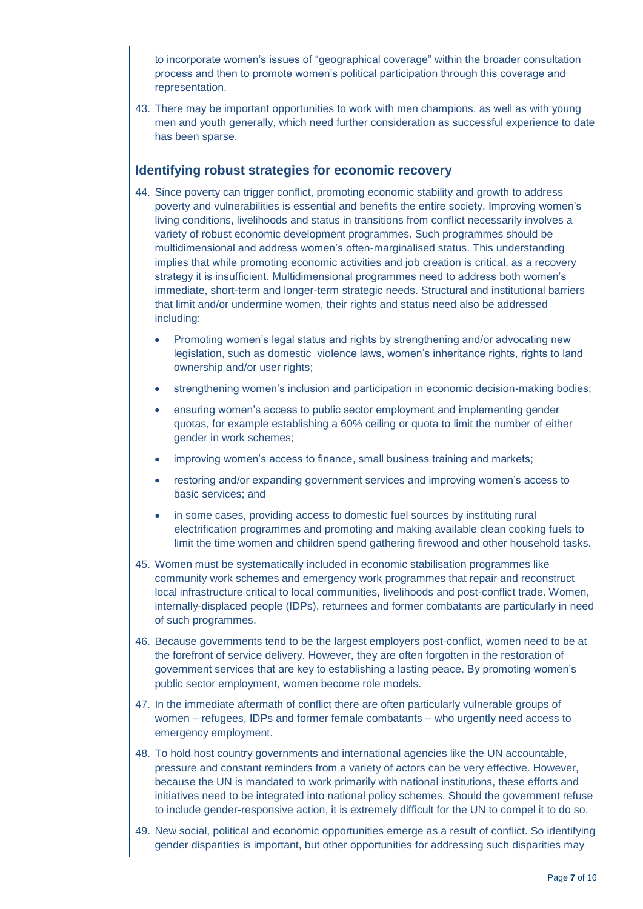to incorporate women's issues of "geographical coverage" within the broader consultation process and then to promote women's political participation through this coverage and representation.

43. There may be important opportunities to work with men champions, as well as with young men and youth generally, which need further consideration as successful experience to date has been sparse.

### Identifying robust strategies for economic recovery

44. Since poverty can trigger conflict, promoting economic stability and growth to address poverty and vulnerabilities is essential and benefits the entire society. Improving women's living conditions, livelihoods and status in transitions from conflict necessarily involves a variety of robust economic development programmes. Such programmes should be multidimensional and address women's often-marginalised status. This understanding implies that while promoting economic activities and job creation is critical, as a recovery strategy it is insufficient. Multidimensional programmes need to address both women's immediate, short-term and longer-term strategic needs. Structural and institutional barriers that limit and/or undermine women, their rights and status need also be addressed including:

    - Promoting women's legal status and rights by strengthening and/or advocating new legislation, such as domestic violence laws, women's inheritance rights, rights to land ownership and/or user rights;
    - strengthening women's inclusion and participation in economic decision-making bodies;
    - ensuring women's access to public sector employment and implementing gender quotas, for example establishing a 60% ceiling or quota to limit the number of either gender in work schemes;
    - improving women's access to finance, small business training and markets;
    - restoring and/or expanding government services and improving women's access to basic services; and
    - in some cases, providing access to domestic fuel sources by instituting rural electrification programmes and promoting and making available clean cooking fuels to limit the time women and children spend gathering firewood and other household tasks.

45. Women must be systematically included in economic stabilisation programmes like community work schemes and emergency work programmes that repair and reconstruct local infrastructure critical to local communities, livelihoods and post-conflict trade. Women, internally-displaced people (IDPs), returnees and former combatants are particularly in need of such programmes.

46. Because governments tend to be the largest employers post-conflict, women need to be at the forefront of service delivery. However, they are often forgotten in the restoration of government services that are key to establishing a lasting peace. By promoting women's public sector employment, women become role models.

47. In the immediate aftermath of conflict there are often particularly vulnerable groups of women – refugees, IDPs and former female combatants – who urgently need access to emergency employment.

48. To hold host country governments and international agencies like the UN accountable, pressure and constant reminders from a variety of actors can be very effective. However, because the UN is mandated to work primarily with national institutions, these efforts and initiatives need to be integrated into national policy schemes. Should the government refuse to include gender-responsive action, it is extremely difficult for the UN to compel it to do so.

49. New social, political and economic opportunities emerge as a result of conflict. So identifying gender disparities is important, but other opportunities for addressing such disparities may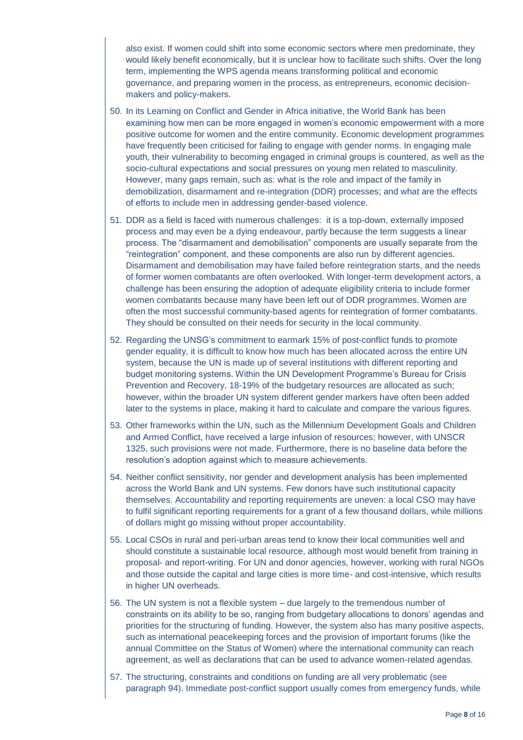also exist. If women could shift into some economic sectors where men predominate, they would likely benefit economically, but it is unclear how to facilitate such shifts. Over the long term, implementing the WPS agenda means transforming political and economic governance, and preparing women in the process, as entrepreneurs, economic decision-makers and policy-makers.

50. In its Learning on Conflict and Gender in Africa initiative, the World Bank has been examining how men can be more engaged in women's economic empowerment with a more positive outcome for women and the entire community. Economic development programmes have frequently been criticised for failing to engage with gender norms. In engaging male youth, their vulnerability to becoming engaged in criminal groups is countered, as well as the socio-cultural expectations and social pressures on young men related to masculinity. However, many gaps remain, such as: what is the role and impact of the family in demobilization, disarmament and re-integration (DDR) processes; and what are the effects of efforts to include men in addressing gender-based violence.

51. DDR as a field is faced with numerous challenges: it is a top-down, externally imposed process and may even be a dying endeavour, partly because the term suggests a linear process. The "disarmament and demobilisation" components are usually separate from the "reintegration" component, and these components are also run by different agencies. Disarmament and demobilisation may have failed before reintegration starts, and the needs of former women combatants are often overlooked. With longer-term development actors, a challenge has been ensuring the adoption of adequate eligibility criteria to include former women combatants because many have been left out of DDR programmes. Women are often the most successful community-based agents for reintegration of former combatants. They should be consulted on their needs for security in the local community.

52. Regarding the UNSG's commitment to earmark 15% of post-conflict funds to promote gender equality, it is difficult to know how much has been allocated across the entire UN system, because the UN is made up of several institutions with different reporting and budget monitoring systems. Within the UN Development Programme's Bureau for Crisis Prevention and Recovery, 18-19% of the budgetary resources are allocated as such; however, within the broader UN system different gender markers have often been added later to the systems in place, making it hard to calculate and compare the various figures.

53. Other frameworks within the UN, such as the Millennium Development Goals and Children and Armed Conflict, have received a large infusion of resources; however, with UNSCR 1325, such provisions were not made. Furthermore, there is no baseline data before the resolution's adoption against which to measure achievements.

54. Neither conflict sensitivity, nor gender and development analysis has been implemented across the World Bank and UN systems. Few donors have such institutional capacity themselves. Accountability and reporting requirements are uneven: a local CSO may have to fulfil significant reporting requirements for a grant of a few thousand dollars, while millions of dollars might go missing without proper accountability.

55. Local CSOs in rural and peri-urban areas tend to know their local communities well and should constitute a sustainable local resource, although most would benefit from training in proposal- and report-writing. For UN and donor agencies, however, working with rural NGOs and those outside the capital and large cities is more time- and cost-intensive, which results in higher UN overheads.

56. The UN system is not a flexible system – due largely to the tremendous number of constraints on its ability to be so, ranging from budgetary allocations to donors' agendas and priorities for the structuring of funding. However, the system also has many positive aspects, such as international peacekeeping forces and the provision of important forums (like the annual Committee on the Status of Women) where the international community can reach agreement, as well as declarations that can be used to advance women-related agendas.

57. The structuring, constraints and conditions on funding are all very problematic (see paragraph 94). Immediate post-conflict support usually comes from emergency funds, while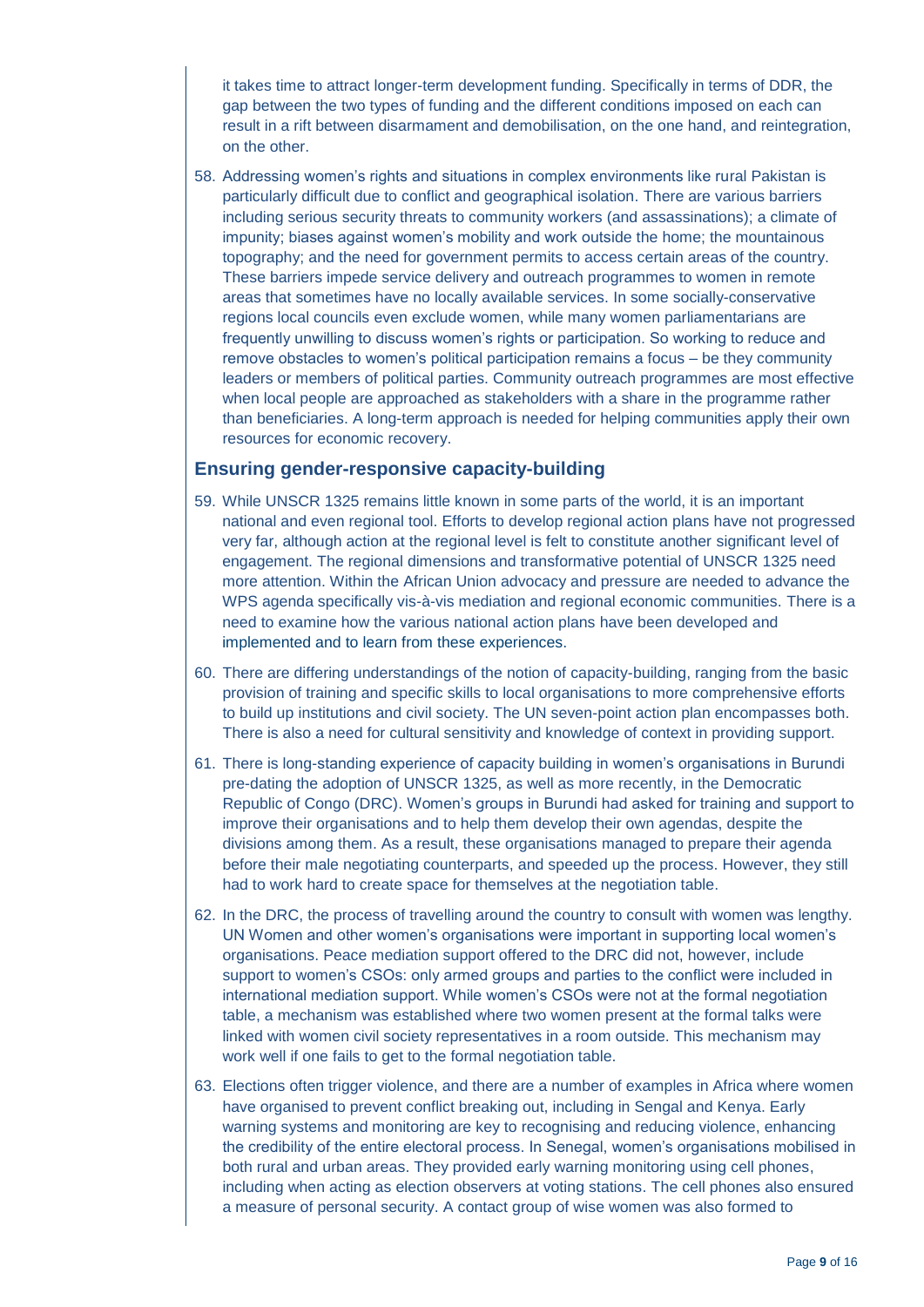it takes time to attract longer-term development funding. Specifically in terms of DDR, the gap between the two types of funding and the different conditions imposed on each can result in a rift between disarmament and demobilisation, on the one hand, and reintegration, on the other.

58. Addressing women's rights and situations in complex environments like rural Pakistan is particularly difficult due to conflict and geographical isolation. There are various barriers including serious security threats to community workers (and assassinations); a climate of impunity; biases against women's mobility and work outside the home; the mountainous topography; and the need for government permits to access certain areas of the country. These barriers impede service delivery and outreach programmes to women in remote areas that sometimes have no locally available services. In some socially-conservative regions local councils even exclude women, while many women parliamentarians are frequently unwilling to discuss women's rights or participation. So working to reduce and remove obstacles to women's political participation remains a focus – be they community leaders or members of political parties. Community outreach programmes are most effective when local people are approached as stakeholders with a share in the programme rather than beneficiaries. A long-term approach is needed for helping communities apply their own resources for economic recovery.

## Ensuring gender-responsive capacity-building

59. While UNSCR 1325 remains little known in some parts of the world, it is an important national and even regional tool. Efforts to develop regional action plans have not progressed very far, although action at the regional level is felt to constitute another significant level of engagement. The regional dimensions and transformative potential of UNSCR 1325 need more attention. Within the African Union advocacy and pressure are needed to advance the WPS agenda specifically vis-à-vis mediation and regional economic communities. There is a need to examine how the various national action plans have been developed and implemented and to learn from these experiences.

60. There are differing understandings of the notion of capacity-building, ranging from the basic provision of training and specific skills to local organisations to more comprehensive efforts to build up institutions and civil society. The UN seven-point action plan encompasses both. There is also a need for cultural sensitivity and knowledge of context in providing support.

61. There is long-standing experience of capacity building in women's organisations in Burundi pre-dating the adoption of UNSCR 1325, as well as more recently, in the Democratic Republic of Congo (DRC). Women's groups in Burundi had asked for training and support to improve their organisations and to help them develop their own agendas, despite the divisions among them. As a result, these organisations managed to prepare their agenda before their male negotiating counterparts, and speeded up the process. However, they still had to work hard to create space for themselves at the negotiation table.

62. In the DRC, the process of travelling around the country to consult with women was lengthy. UN Women and other women's organisations were important in supporting local women's organisations. Peace mediation support offered to the DRC did not, however, include support to women's CSOs: only armed groups and parties to the conflict were included in international mediation support. While women's CSOs were not at the formal negotiation table, a mechanism was established where two women present at the formal talks were linked with women civil society representatives in a room outside. This mechanism may work well if one fails to get to the formal negotiation table.

63. Elections often trigger violence, and there are a number of examples in Africa where women have organised to prevent conflict breaking out, including in Sengal and Kenya. Early warning systems and monitoring are key to recognising and reducing violence, enhancing the credibility of the entire electoral process. In Senegal, women's organisations mobilised in both rural and urban areas. They provided early warning monitoring using cell phones, including when acting as election observers at voting stations. The cell phones also ensured a measure of personal security. A contact group of wise women was also formed to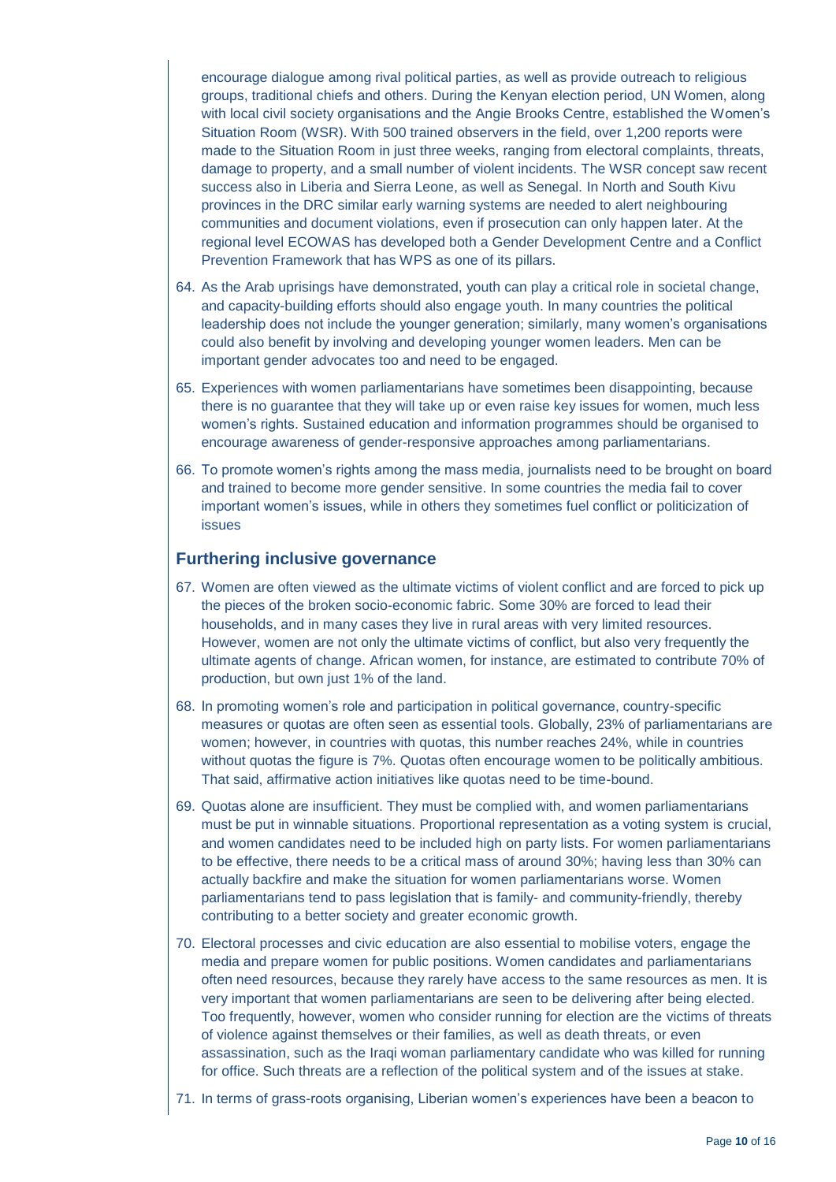encourage dialogue among rival political parties, as well as provide outreach to religious groups, traditional chiefs and others. During the Kenyan election period, UN Women, along with local civil society organisations and the Angie Brooks Centre, established the Women's Situation Room (WSR). With 500 trained observers in the field, over 1,200 reports were made to the Situation Room in just three weeks, ranging from electoral complaints, threats, damage to property, and a small number of violent incidents. The WSR concept saw recent success also in Liberia and Sierra Leone, as well as Senegal. In North and South Kivu provinces in the DRC similar early warning systems are needed to alert neighbouring communities and document violations, even if prosecution can only happen later. At the regional level ECOWAS has developed both a Gender Development Centre and a Conflict Prevention Framework that has WPS as one of its pillars.

64. As the Arab uprisings have demonstrated, youth can play a critical role in societal change, and capacity-building efforts should also engage youth. In many countries the political leadership does not include the younger generation; similarly, many women's organisations could also benefit by involving and developing younger women leaders. Men can be important gender advocates too and need to be engaged.

65. Experiences with women parliamentarians have sometimes been disappointing, because there is no guarantee that they will take up or even raise key issues for women, much less women's rights. Sustained education and information programmes should be organised to encourage awareness of gender-responsive approaches among parliamentarians.

66. To promote women's rights among the mass media, journalists need to be brought on board and trained to become more gender sensitive. In some countries the media fail to cover important women's issues, while in others they sometimes fuel conflict or politicization of issues

## Furthering inclusive governance

67. Women are often viewed as the ultimate victims of violent conflict and are forced to pick up the pieces of the broken socio-economic fabric. Some 30% are forced to lead their households, and in many cases they live in rural areas with very limited resources. However, women are not only the ultimate victims of conflict, but also very frequently the ultimate agents of change. African women, for instance, are estimated to contribute 70% of production, but own just 1% of the land.

68. In promoting women's role and participation in political governance, country-specific measures or quotas are often seen as essential tools. Globally, 23% of parliamentarians are women; however, in countries with quotas, this number reaches 24%, while in countries without quotas the figure is 7%. Quotas often encourage women to be politically ambitious. That said, affirmative action initiatives like quotas need to be time-bound.

69. Quotas alone are insufficient. They must be complied with, and women parliamentarians must be put in winnable situations. Proportional representation as a voting system is crucial, and women candidates need to be included high on party lists. For women parliamentarians to be effective, there needs to be a critical mass of around 30%; having less than 30% can actually backfire and make the situation for women parliamentarians worse. Women parliamentarians tend to pass legislation that is family- and community-friendly, thereby contributing to a better society and greater economic growth.

70. Electoral processes and civic education are also essential to mobilise voters, engage the media and prepare women for public positions. Women candidates and parliamentarians often need resources, because they rarely have access to the same resources as men. It is very important that women parliamentarians are seen to be delivering after being elected. Too frequently, however, women who consider running for election are the victims of threats of violence against themselves or their families, as well as death threats, or even assassination, such as the Iraqi woman parliamentary candidate who was killed for running for office. Such threats are a reflection of the political system and of the issues at stake.

71. In terms of grass-roots organising, Liberian women's experiences have been a beacon to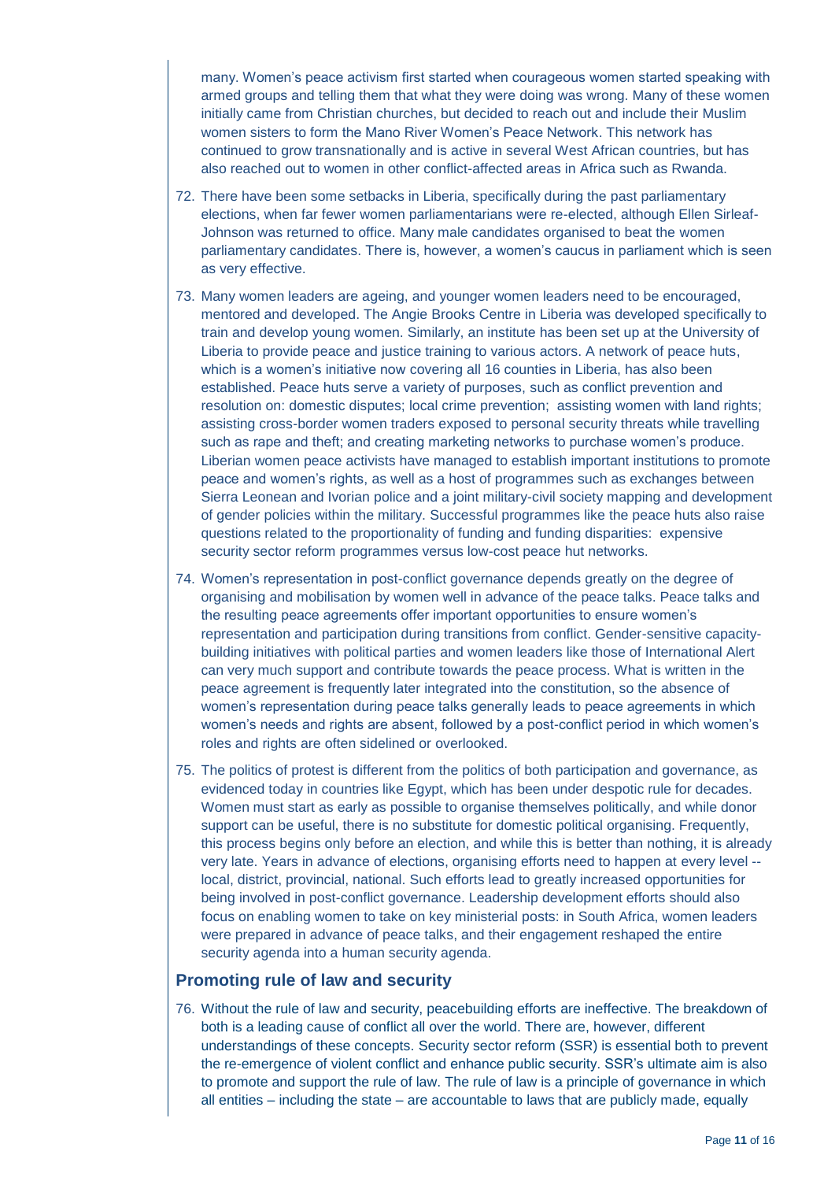many. Women's peace activism first started when courageous women started speaking with armed groups and telling them that what they were doing was wrong. Many of these women initially came from Christian churches, but decided to reach out and include their Muslim women sisters to form the Mano River Women's Peace Network. This network has continued to grow transnationally and is active in several West African countries, but has also reached out to women in other conflict-affected areas in Africa such as Rwanda.

72. There have been some setbacks in Liberia, specifically during the past parliamentary elections, when far fewer women parliamentarians were re-elected, although Ellen Sirleaf-Johnson was returned to office. Many male candidates organised to beat the women parliamentary candidates. There is, however, a women's caucus in parliament which is seen as very effective.

73. Many women leaders are ageing, and younger women leaders need to be encouraged, mentored and developed. The Angie Brooks Centre in Liberia was developed specifically to train and develop young women. Similarly, an institute has been set up at the University of Liberia to provide peace and justice training to various actors. A network of peace huts, which is a women's initiative now covering all 16 counties in Liberia, has also been established. Peace huts serve a variety of purposes, such as conflict prevention and resolution on: domestic disputes; local crime prevention; assisting women with land rights; assisting cross-border women traders exposed to personal security threats while travelling such as rape and theft; and creating marketing networks to purchase women's produce. Liberian women peace activists have managed to establish important institutions to promote peace and women's rights, as well as a host of programmes such as exchanges between Sierra Leonean and Ivorian police and a joint military-civil society mapping and development of gender policies within the military. Successful programmes like the peace huts also raise questions related to the proportionality of funding and funding disparities: expensive security sector reform programmes versus low-cost peace hut networks.

74. Women's representation in post-conflict governance depends greatly on the degree of organising and mobilisation by women well in advance of the peace talks. Peace talks and the resulting peace agreements offer important opportunities to ensure women's representation and participation during transitions from conflict. Gender-sensitive capacity-building initiatives with political parties and women leaders like those of International Alert can very much support and contribute towards the peace process. What is written in the peace agreement is frequently later integrated into the constitution, so the absence of women's representation during peace talks generally leads to peace agreements in which women's needs and rights are absent, followed by a post-conflict period in which women's roles and rights are often sidelined or overlooked.

75. The politics of protest is different from the politics of both participation and governance, as evidenced today in countries like Egypt, which has been under despotic rule for decades. Women must start as early as possible to organise themselves politically, and while donor support can be useful, there is no substitute for domestic political organising. Frequently, this process begins only before an election, and while this is better than nothing, it is already very late. Years in advance of elections, organising efforts need to happen at every level -- local, district, provincial, national. Such efforts lead to greatly increased opportunities for being involved in post-conflict governance. Leadership development efforts should also focus on enabling women to take on key ministerial posts: in South Africa, women leaders were prepared in advance of peace talks, and their engagement reshaped the entire security agenda into a human security agenda.

## Promoting rule of law and security

76. Without the rule of law and security, peacebuilding efforts are ineffective. The breakdown of both is a leading cause of conflict all over the world. There are, however, different understandings of these concepts. Security sector reform (SSR) is essential both to prevent the re-emergence of violent conflict and enhance public security. SSR's ultimate aim is also to promote and support the rule of law. The rule of law is a principle of governance in which all entities – including the state – are accountable to laws that are publicly made, equally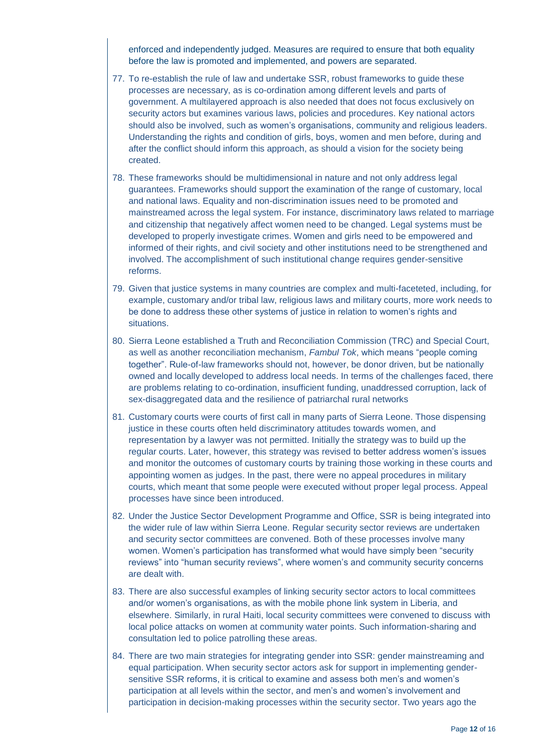enforced and independently judged. Measures are required to ensure that both equality before the law is promoted and implemented, and powers are separated.

77. To re-establish the rule of law and undertake SSR, robust frameworks to guide these processes are necessary, as is co-ordination among different levels and parts of government. A multilayered approach is also needed that does not focus exclusively on security actors but examines various laws, policies and procedures. Key national actors should also be involved, such as women's organisations, community and religious leaders. Understanding the rights and condition of girls, boys, women and men before, during and after the conflict should inform this approach, as should a vision for the society being created.

78. These frameworks should be multidimensional in nature and not only address legal guarantees. Frameworks should support the examination of the range of customary, local and national laws. Equality and non-discrimination issues need to be promoted and mainstreamed across the legal system. For instance, discriminatory laws related to marriage and citizenship that negatively affect women need to be changed. Legal systems must be developed to properly investigate crimes. Women and girls need to be empowered and informed of their rights, and civil society and other institutions need to be strengthened and involved. The accomplishment of such institutional change requires gender-sensitive reforms.

79. Given that justice systems in many countries are complex and multi-faceteted, including, for example, customary and/or tribal law, religious laws and military courts, more work needs to be done to address these other systems of justice in relation to women's rights and situations.

80. Sierra Leone established a Truth and Reconciliation Commission (TRC) and Special Court, as well as another reconciliation mechanism, *Fambul Tok*, which means "people coming together". Rule-of-law frameworks should not, however, be donor driven, but be nationally owned and locally developed to address local needs. In terms of the challenges faced, there are problems relating to co-ordination, insufficient funding, unaddressed corruption, lack of sex-disaggregated data and the resilience of patriarchal rural networks

81. Customary courts were courts of first call in many parts of Sierra Leone. Those dispensing justice in these courts often held discriminatory attitudes towards women, and representation by a lawyer was not permitted. Initially the strategy was to build up the regular courts. Later, however, this strategy was revised to better address women's issues and monitor the outcomes of customary courts by training those working in these courts and appointing women as judges. In the past, there were no appeal procedures in military courts, which meant that some people were executed without proper legal process. Appeal processes have since been introduced.

82. Under the Justice Sector Development Programme and Office, SSR is being integrated into the wider rule of law within Sierra Leone. Regular security sector reviews are undertaken and security sector committees are convened. Both of these processes involve many women. Women's participation has transformed what would have simply been "security reviews" into "human security reviews", where women's and community security concerns are dealt with.

83. There are also successful examples of linking security sector actors to local committees and/or women's organisations, as with the mobile phone link system in Liberia, and elsewhere. Similarly, in rural Haiti, local security committees were convened to discuss with local police attacks on women at community water points. Such information-sharing and consultation led to police patrolling these areas.

84. There are two main strategies for integrating gender into SSR: gender mainstreaming and equal participation. When security sector actors ask for support in implementing gender-sensitive SSR reforms, it is critical to examine and assess both men's and women's participation at all levels within the sector, and men's and women's involvement and participation in decision-making processes within the security sector. Two years ago the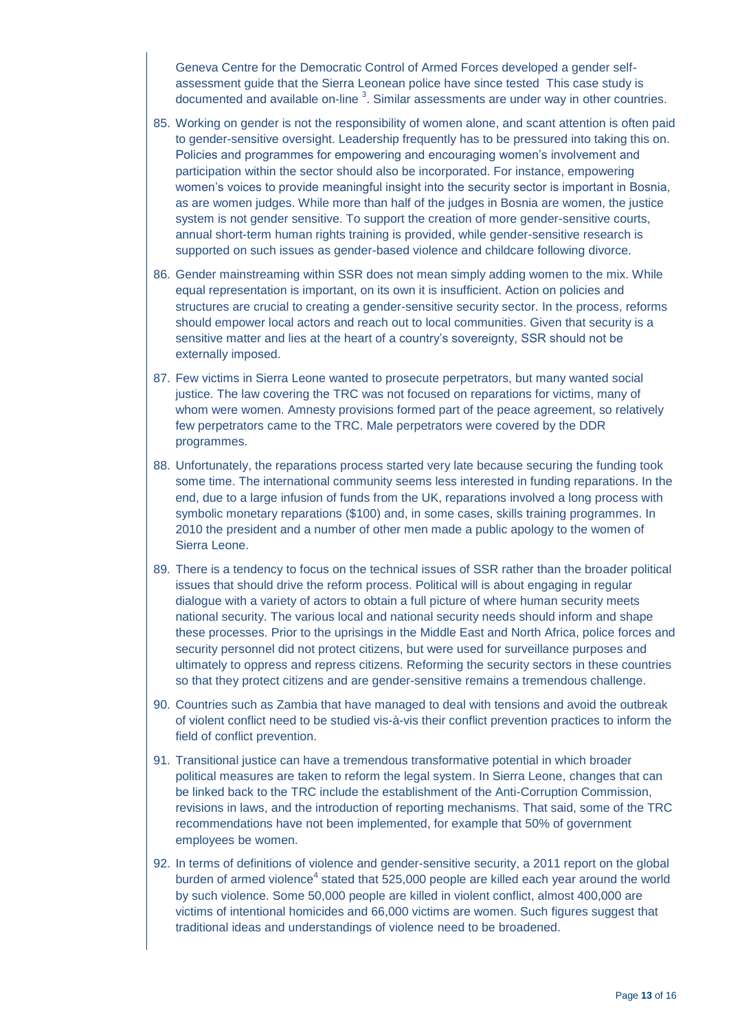Geneva Centre for the Democratic Control of Armed Forces developed a gender self-assessment guide that the Sierra Leonean police have since tested This case study is documented and available on-line [3]. Similar assessments are under way in other countries.

85. Working on gender is not the responsibility of women alone, and scant attention is often paid to gender-sensitive oversight. Leadership frequently has to be pressured into taking this on. Policies and programmes for empowering and encouraging women's involvement and participation within the sector should also be incorporated. For instance, empowering women's voices to provide meaningful insight into the security sector is important in Bosnia, as are women judges. While more than half of the judges in Bosnia are women, the justice system is not gender sensitive. To support the creation of more gender-sensitive courts, annual short-term human rights training is provided, while gender-sensitive research is supported on such issues as gender-based violence and childcare following divorce.

86. Gender mainstreaming within SSR does not mean simply adding women to the mix. While equal representation is important, on its own it is insufficient. Action on policies and structures are crucial to creating a gender-sensitive security sector. In the process, reforms should empower local actors and reach out to local communities. Given that security is a sensitive matter and lies at the heart of a country's sovereignty, SSR should not be externally imposed.

87. Few victims in Sierra Leone wanted to prosecute perpetrators, but many wanted social justice. The law covering the TRC was not focused on reparations for victims, many of whom were women. Amnesty provisions formed part of the peace agreement, so relatively few perpetrators came to the TRC. Male perpetrators were covered by the DDR programmes.

88. Unfortunately, the reparations process started very late because securing the funding took some time. The international community seems less interested in funding reparations. In the end, due to a large infusion of funds from the UK, reparations involved a long process with symbolic monetary reparations ($100) and, in some cases, skills training programmes. In 2010 the president and a number of other men made a public apology to the women of Sierra Leone.

89. There is a tendency to focus on the technical issues of SSR rather than the broader political issues that should drive the reform process. Political will is about engaging in regular dialogue with a variety of actors to obtain a full picture of where human security meets national security. The various local and national security needs should inform and shape these processes. Prior to the uprisings in the Middle East and North Africa, police forces and security personnel did not protect citizens, but were used for surveillance purposes and ultimately to oppress and repress citizens. Reforming the security sectors in these countries so that they protect citizens and are gender-sensitive remains a tremendous challenge.

90. Countries such as Zambia that have managed to deal with tensions and avoid the outbreak of violent conflict need to be studied vis-à-vis their conflict prevention practices to inform the field of conflict prevention.

91. Transitional justice can have a tremendous transformative potential in which broader political measures are taken to reform the legal system. In Sierra Leone, changes that can be linked back to the TRC include the establishment of the Anti-Corruption Commission, revisions in laws, and the introduction of reporting mechanisms. That said, some of the TRC recommendations have not been implemented, for example that 50% of government employees be women.

92. In terms of definitions of violence and gender-sensitive security, a 2011 report on the global burden of armed violence[4] stated that 525,000 people are killed each year around the world by such violence. Some 50,000 people are killed in violent conflict, almost 400,000 are victims of intentional homicides and 66,000 victims are women. Such figures suggest that traditional ideas and understandings of violence need to be broadened.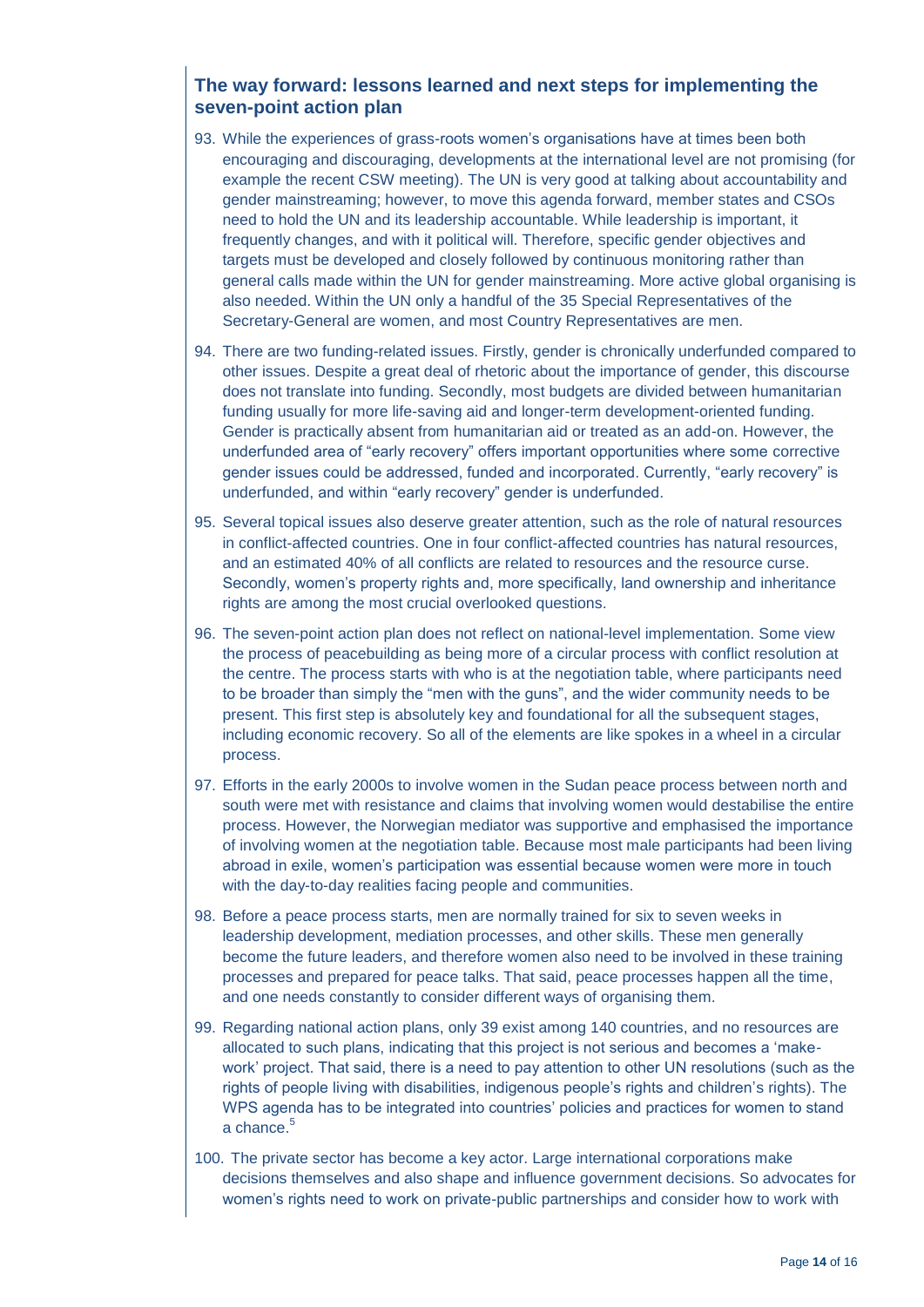## The way forward: lessons learned and next steps for implementing the seven-point action plan

93. While the experiences of grass-roots women's organisations have at times been both encouraging and discouraging, developments at the international level are not promising (for example the recent CSW meeting). The UN is very good at talking about accountability and gender mainstreaming; however, to move this agenda forward, member states and CSOs need to hold the UN and its leadership accountable. While leadership is important, it frequently changes, and with it political will. Therefore, specific gender objectives and targets must be developed and closely followed by continuous monitoring rather than general calls made within the UN for gender mainstreaming. More active global organising is also needed. Within the UN only a handful of the 35 Special Representatives of the Secretary-General are women, and most Country Representatives are men.

94. There are two funding-related issues. Firstly, gender is chronically underfunded compared to other issues. Despite a great deal of rhetoric about the importance of gender, this discourse does not translate into funding. Secondly, most budgets are divided between humanitarian funding usually for more life-saving aid and longer-term development-oriented funding. Gender is practically absent from humanitarian aid or treated as an add-on. However, the underfunded area of "early recovery" offers important opportunities where some corrective gender issues could be addressed, funded and incorporated. Currently, "early recovery" is underfunded, and within "early recovery" gender is underfunded.

95. Several topical issues also deserve greater attention, such as the role of natural resources in conflict-affected countries. One in four conflict-affected countries has natural resources, and an estimated 40% of all conflicts are related to resources and the resource curse. Secondly, women's property rights and, more specifically, land ownership and inheritance rights are among the most crucial overlooked questions.

96. The seven-point action plan does not reflect on national-level implementation. Some view the process of peacebuilding as being more of a circular process with conflict resolution at the centre. The process starts with who is at the negotiation table, where participants need to be broader than simply the "men with the guns", and the wider community needs to be present. This first step is absolutely key and foundational for all the subsequent stages, including economic recovery. So all of the elements are like spokes in a wheel in a circular process.

97. Efforts in the early 2000s to involve women in the Sudan peace process between north and south were met with resistance and claims that involving women would destabilise the entire process. However, the Norwegian mediator was supportive and emphasised the importance of involving women at the negotiation table. Because most male participants had been living abroad in exile, women's participation was essential because women were more in touch with the day-to-day realities facing people and communities.

98. Before a peace process starts, men are normally trained for six to seven weeks in leadership development, mediation processes, and other skills. These men generally become the future leaders, and therefore women also need to be involved in these training processes and prepared for peace talks. That said, peace processes happen all the time, and one needs constantly to consider different ways of organising them.

99. Regarding national action plans, only 39 exist among 140 countries, and no resources are allocated to such plans, indicating that this project is not serious and becomes a 'make-work' project. That said, there is a need to pay attention to other UN resolutions (such as the rights of people living with disabilities, indigenous people's rights and children's rights). The WPS agenda has to be integrated into countries' policies and practices for women to stand a chance.[5]

100. The private sector has become a key actor. Large international corporations make decisions themselves and also shape and influence government decisions. So advocates for women's rights need to work on private-public partnerships and consider how to work with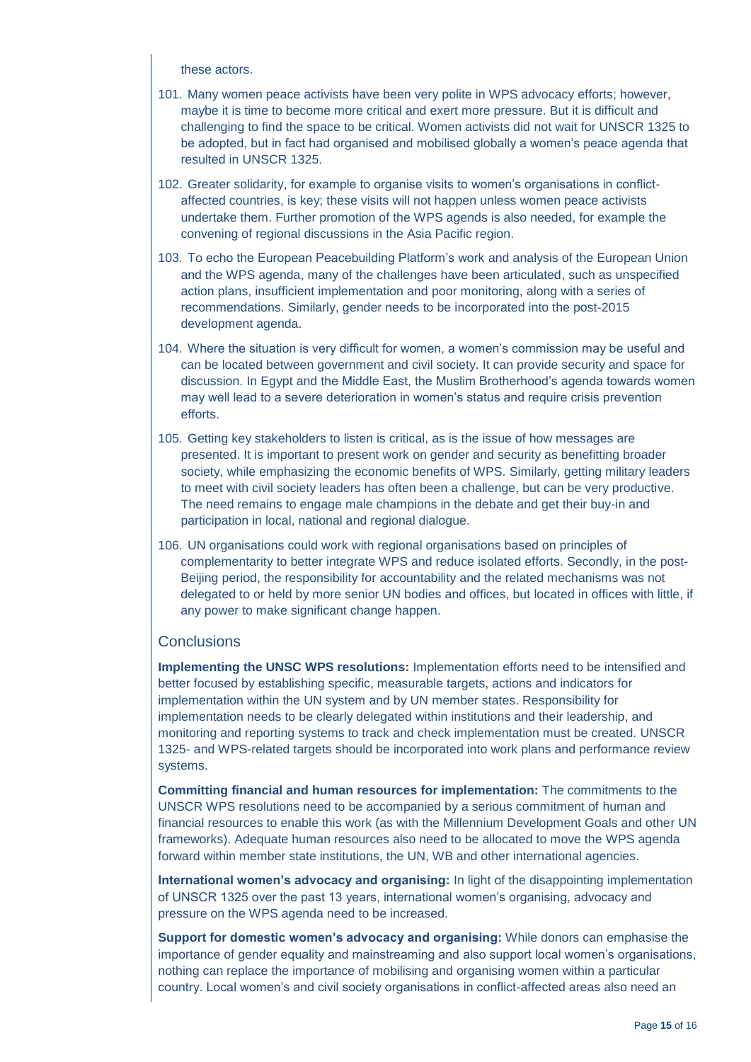these actors.

101. Many women peace activists have been very polite in WPS advocacy efforts; however, maybe it is time to become more critical and exert more pressure. But it is difficult and challenging to find the space to be critical. Women activists did not wait for UNSCR 1325 to be adopted, but in fact had organised and mobilised globally a women's peace agenda that resulted in UNSCR 1325.

102. Greater solidarity, for example to organise visits to women's organisations in conflict-affected countries, is key; these visits will not happen unless women peace activists undertake them. Further promotion of the WPS agends is also needed, for example the convening of regional discussions in the Asia Pacific region.

103. To echo the European Peacebuilding Platform's work and analysis of the European Union and the WPS agenda, many of the challenges have been articulated, such as unspecified action plans, insufficient implementation and poor monitoring, along with a series of recommendations. Similarly, gender needs to be incorporated into the post-2015 development agenda.

104. Where the situation is very difficult for women, a women's commission may be useful and can be located between government and civil society. It can provide security and space for discussion. In Egypt and the Middle East, the Muslim Brotherhood's agenda towards women may well lead to a severe deterioration in women's status and require crisis prevention efforts.

105. Getting key stakeholders to listen is critical, as is the issue of how messages are presented. It is important to present work on gender and security as benefitting broader society, while emphasizing the economic benefits of WPS. Similarly, getting military leaders to meet with civil society leaders has often been a challenge, but can be very productive. The need remains to engage male champions in the debate and get their buy-in and participation in local, national and regional dialogue.

106. UN organisations could work with regional organisations based on principles of complementarity to better integrate WPS and reduce isolated efforts. Secondly, in the post-Beijing period, the responsibility for accountability and the related mechanisms was not delegated to or held by more senior UN bodies and offices, but located in offices with little, if any power to make significant change happen.

## Conclusions

**Implementing the UNSC WPS resolutions:** Implementation efforts need to be intensified and better focused by establishing specific, measurable targets, actions and indicators for implementation within the UN system and by UN member states. Responsibility for implementation needs to be clearly delegated within institutions and their leadership, and monitoring and reporting systems to track and check implementation must be created. UNSCR 1325- and WPS-related targets should be incorporated into work plans and performance review systems.

**Committing financial and human resources for implementation:** The commitments to the UNSCR WPS resolutions need to be accompanied by a serious commitment of human and financial resources to enable this work (as with the Millennium Development Goals and other UN frameworks). Adequate human resources also need to be allocated to move the WPS agenda forward within member state institutions, the UN, WB and other international agencies.

**International women's advocacy and organising:** In light of the disappointing implementation of UNSCR 1325 over the past 13 years, international women's organising, advocacy and pressure on the WPS agenda need to be increased.

**Support for domestic women's advocacy and organising:** While donors can emphasise the importance of gender equality and mainstreaming and also support local women's organisations, nothing can replace the importance of mobilising and organising women within a particular country. Local women's and civil society organisations in conflict-affected areas also need an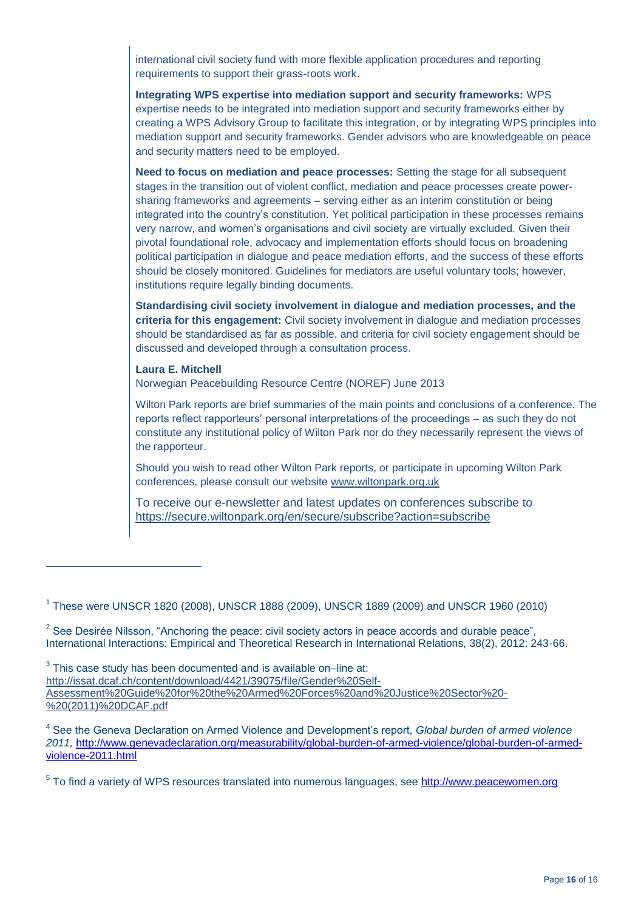international civil society fund with more flexible application procedures and reporting requirements to support their grass-roots work.

**Integrating WPS expertise into mediation support and security frameworks:** WPS expertise needs to be integrated into mediation support and security frameworks either by creating a WPS Advisory Group to facilitate this integration, or by integrating WPS principles into mediation support and security frameworks. Gender advisors who are knowledgeable on peace and security matters need to be employed.

**Need to focus on mediation and peace processes:** Setting the stage for all subsequent stages in the transition out of violent conflict, mediation and peace processes create power-sharing frameworks and agreements – serving either as an interim constitution or being integrated into the country's constitution. Yet political participation in these processes remains very narrow, and women's organisations and civil society are virtually excluded. Given their pivotal foundational role, advocacy and implementation efforts should focus on broadening political participation in dialogue and peace mediation efforts, and the success of these efforts should be closely monitored. Guidelines for mediators are useful voluntary tools; however, institutions require legally binding documents.

**Standardising civil society involvement in dialogue and mediation processes, and the criteria for this engagement:** Civil society involvement in dialogue and mediation processes should be standardised as far as possible, and criteria for civil society engagement should be discussed and developed through a consultation process.

**Laura E. Mitchell**

Norwegian Peacebuilding Resource Centre (NOREF) June 2013

Wilton Park reports are brief summaries of the main points and conclusions of a conference. The reports reflect rapporteurs' personal interpretations of the proceedings – as such they do not constitute any institutional policy of Wilton Park nor do they necessarily represent the views of the rapporteur.

Should you wish to read other Wilton Park reports, or participate in upcoming Wilton Park conferences, please consult our website www.wiltonpark.org.uk

To receive our e-newsletter and latest updates on conferences subscribe to https://secure.wiltonpark.org/en/secure/subscribe?action=subscribe

---

[1] These were UNSCR 1820 (2008), UNSCR 1888 (2009), UNSCR 1889 (2009) and UNSCR 1960 (2010)

[2] See Desirée Nilsson, "Anchoring the peace: civil society actors in peace accords and durable peace", International Interactions: Empirical and Theoretical Research in International Relations, 38(2), 2012: 243-66.

[3] This case study has been documented and is available on–line at: http://issat.dcaf.ch/content/download/4421/39075/file/Gender%20Self-Assessment%20Guide%20for%20the%20Armed%20Forces%20and%20Justice%20Sector%20-%20(2011)%20DCAF.pdf

[4] See the Geneva Declaration on Armed Violence and Development's report, *Global burden of armed violence 2011,* http://www.genevadeclaration.org/measurability/global-burden-of-armed-violence/global-burden-of-armed-violence-2011.html

[5] To find a variety of WPS resources translated into numerous languages, see http://www.peacewomen.org